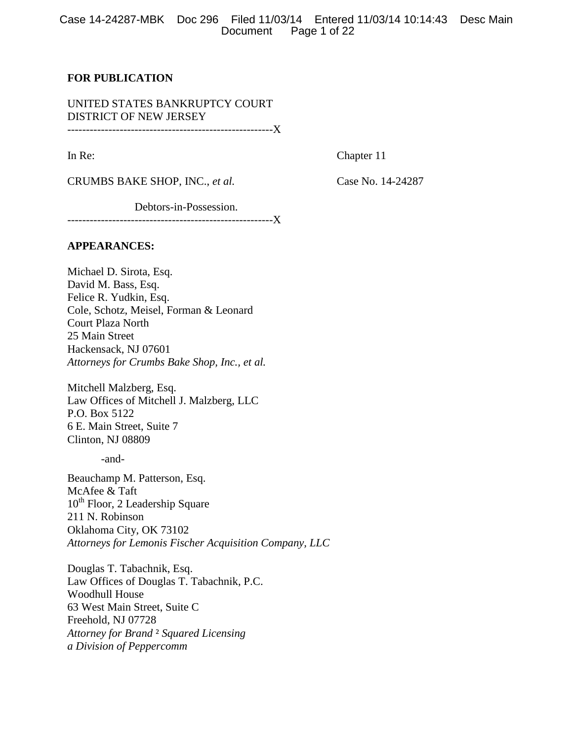**FOR PUBLICATION**

UNITED STATES BANKRUPTCY COURT
DISTRICT OF NEW JERSEY
-------------------------------------------------------X

In Re: Chapter 11

CRUMBS BAKE SHOP, INC., *et al.* Case No. 14-24287

Debtors-in-Possession.
-------------------------------------------------------X

**APPEARANCES:**

Michael D. Sirota, Esq.
David M. Bass, Esq.
Felice R. Yudkin, Esq.
Cole, Schotz, Meisel, Forman & Leonard
Court Plaza North
25 Main Street
Hackensack, NJ 07601
*Attorneys for Crumbs Bake Shop, Inc., et al.*

Mitchell Malzberg, Esq.
Law Offices of Mitchell J. Malzberg, LLC
P.O. Box 5122
6 E. Main Street, Suite 7
Clinton, NJ 08809

-and-

Beauchamp M. Patterson, Esq.
McAfee & Taft
10th Floor, 2 Leadership Square
211 N. Robinson
Oklahoma City, OK 73102
*Attorneys for Lemonis Fischer Acquisition Company, LLC*

Douglas T. Tabachnik, Esq.
Law Offices of Douglas T. Tabachnik, P.C.
Woodhull House
63 West Main Street, Suite C
Freehold, NJ 07728
*Attorney for Brand ² Squared Licensing*
*a Division of Peppercomm*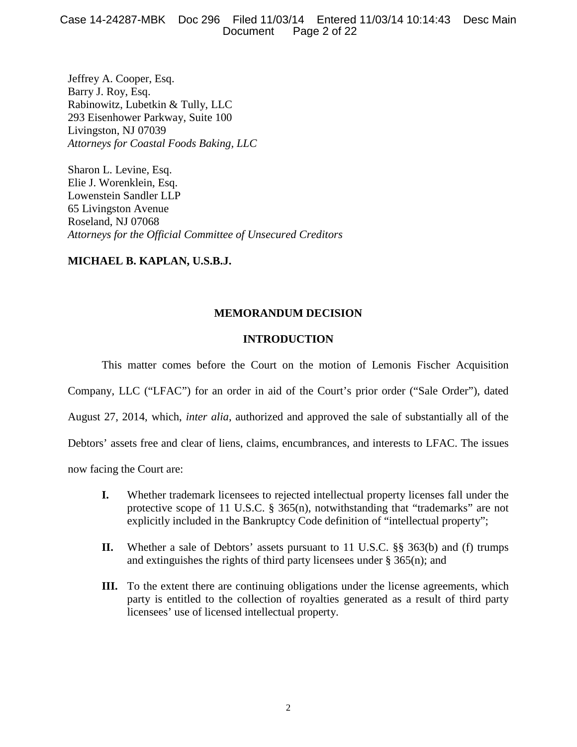Jeffrey A. Cooper, Esq.
Barry J. Roy, Esq.
Rabinowitz, Lubetkin & Tully, LLC
293 Eisenhower Parkway, Suite 100
Livingston, NJ 07039
*Attorneys for Coastal Foods Baking, LLC*

Sharon L. Levine, Esq.
Elie J. Worenklein, Esq.
Lowenstein Sandler LLP
65 Livingston Avenue
Roseland, NJ 07068
*Attorneys for the Official Committee of Unsecured Creditors*

**MICHAEL B. KAPLAN, U.S.B.J.**

## MEMORANDUM DECISION

## INTRODUCTION

This matter comes before the Court on the motion of Lemonis Fischer Acquisition Company, LLC ("LFAC") for an order in aid of the Court's prior order ("Sale Order"), dated August 27, 2014, which, *inter alia*, authorized and approved the sale of substantially all of the Debtors' assets free and clear of liens, claims, encumbrances, and interests to LFAC. The issues now facing the Court are:

- **I.** Whether trademark licensees to rejected intellectual property licenses fall under the protective scope of 11 U.S.C. § 365(n), notwithstanding that "trademarks" are not explicitly included in the Bankruptcy Code definition of "intellectual property";

- **II.** Whether a sale of Debtors' assets pursuant to 11 U.S.C. §§ 363(b) and (f) trumps and extinguishes the rights of third party licensees under § 365(n); and

- **III.** To the extent there are continuing obligations under the license agreements, which party is entitled to the collection of royalties generated as a result of third party licensees' use of licensed intellectual property.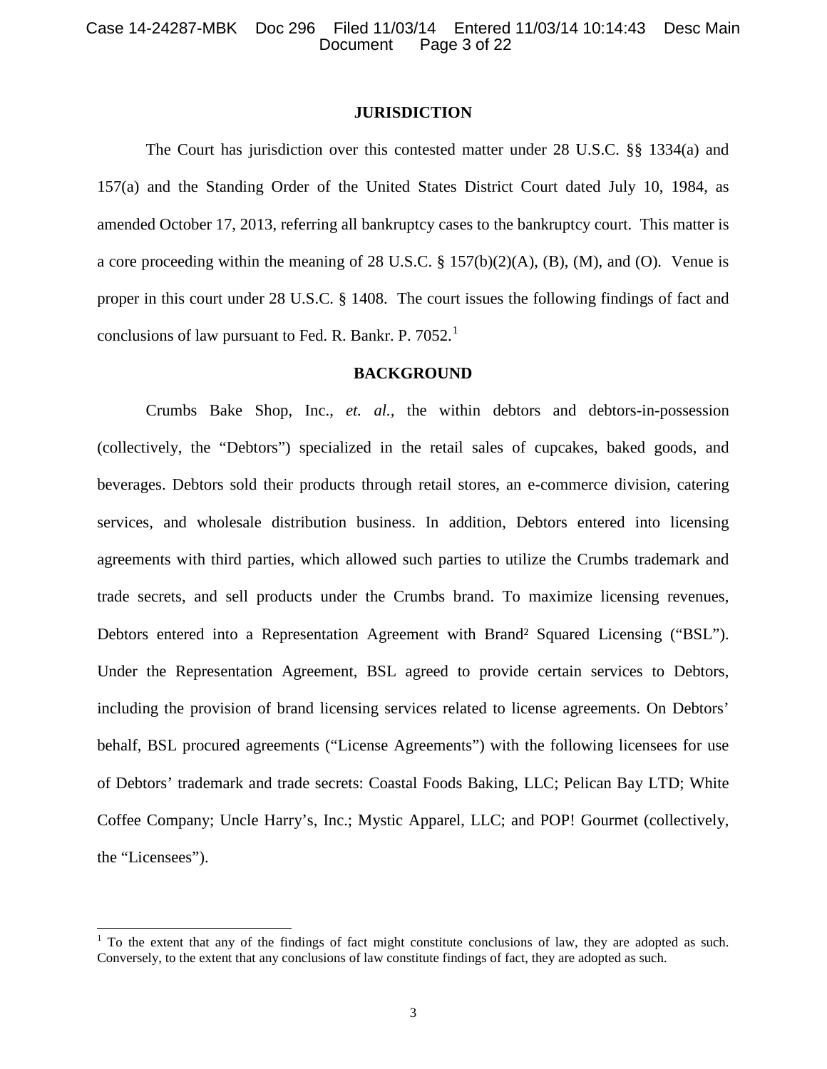## JURISDICTION

The Court has jurisdiction over this contested matter under 28 U.S.C. §§ 1334(a) and 157(a) and the Standing Order of the United States District Court dated July 10, 1984, as amended October 17, 2013, referring all bankruptcy cases to the bankruptcy court. This matter is a core proceeding within the meaning of 28 U.S.C. § 157(b)(2)(A), (B), (M), and (O). Venue is proper in this court under 28 U.S.C. § 1408. The court issues the following findings of fact and conclusions of law pursuant to Fed. R. Bankr. P. 7052.[1]

## BACKGROUND

Crumbs Bake Shop, Inc., *et. al.*, the within debtors and debtors-in-possession (collectively, the "Debtors") specialized in the retail sales of cupcakes, baked goods, and beverages. Debtors sold their products through retail stores, an e-commerce division, catering services, and wholesale distribution business. In addition, Debtors entered into licensing agreements with third parties, which allowed such parties to utilize the Crumbs trademark and trade secrets, and sell products under the Crumbs brand. To maximize licensing revenues, Debtors entered into a Representation Agreement with Brand² Squared Licensing ("BSL"). Under the Representation Agreement, BSL agreed to provide certain services to Debtors, including the provision of brand licensing services related to license agreements. On Debtors' behalf, BSL procured agreements ("License Agreements") with the following licensees for use of Debtors' trademark and trade secrets: Coastal Foods Baking, LLC; Pelican Bay LTD; White Coffee Company; Uncle Harry's, Inc.; Mystic Apparel, LLC; and POP! Gourmet (collectively, the "Licensees").

---

[1] To the extent that any of the findings of fact might constitute conclusions of law, they are adopted as such. Conversely, to the extent that any conclusions of law constitute findings of fact, they are adopted as such.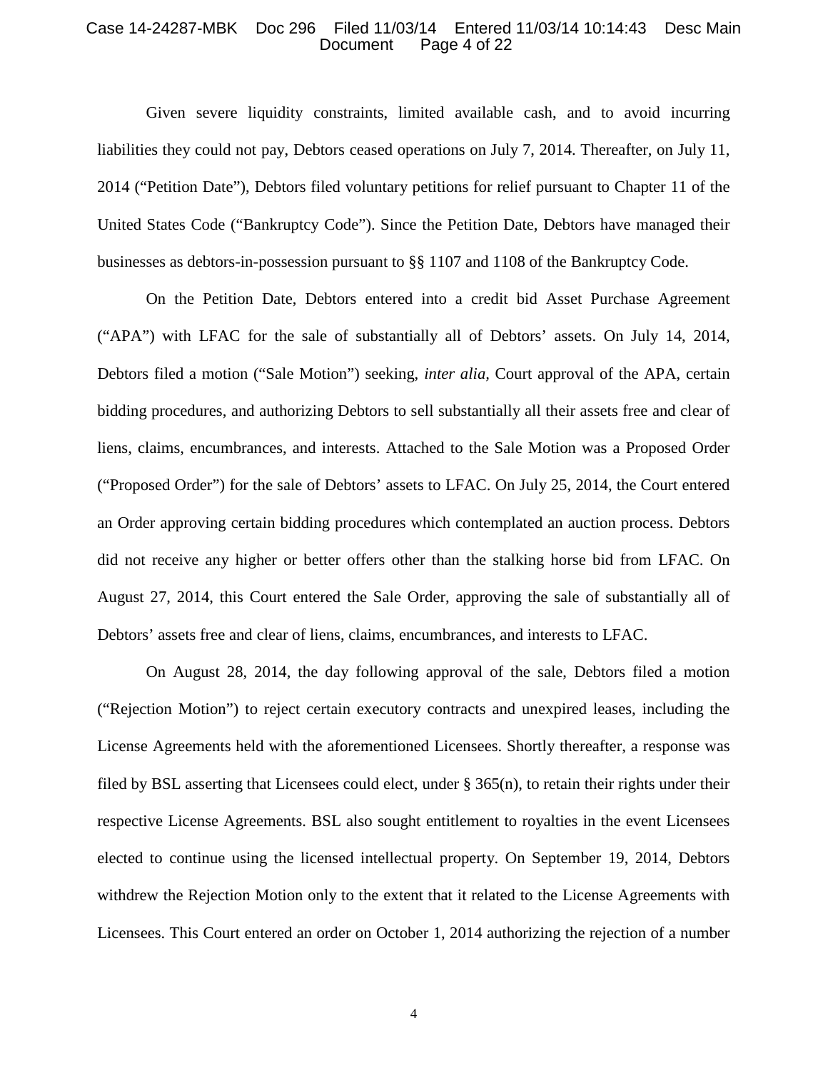Given severe liquidity constraints, limited available cash, and to avoid incurring liabilities they could not pay, Debtors ceased operations on July 7, 2014. Thereafter, on July 11, 2014 ("Petition Date"), Debtors filed voluntary petitions for relief pursuant to Chapter 11 of the United States Code ("Bankruptcy Code"). Since the Petition Date, Debtors have managed their businesses as debtors-in-possession pursuant to §§ 1107 and 1108 of the Bankruptcy Code.

On the Petition Date, Debtors entered into a credit bid Asset Purchase Agreement ("APA") with LFAC for the sale of substantially all of Debtors' assets. On July 14, 2014, Debtors filed a motion ("Sale Motion") seeking, *inter alia*, Court approval of the APA, certain bidding procedures, and authorizing Debtors to sell substantially all their assets free and clear of liens, claims, encumbrances, and interests. Attached to the Sale Motion was a Proposed Order ("Proposed Order") for the sale of Debtors' assets to LFAC. On July 25, 2014, the Court entered an Order approving certain bidding procedures which contemplated an auction process. Debtors did not receive any higher or better offers other than the stalking horse bid from LFAC. On August 27, 2014, this Court entered the Sale Order, approving the sale of substantially all of Debtors' assets free and clear of liens, claims, encumbrances, and interests to LFAC.

On August 28, 2014, the day following approval of the sale, Debtors filed a motion ("Rejection Motion") to reject certain executory contracts and unexpired leases, including the License Agreements held with the aforementioned Licensees. Shortly thereafter, a response was filed by BSL asserting that Licensees could elect, under § 365(n), to retain their rights under their respective License Agreements. BSL also sought entitlement to royalties in the event Licensees elected to continue using the licensed intellectual property. On September 19, 2014, Debtors withdrew the Rejection Motion only to the extent that it related to the License Agreements with Licensees. This Court entered an order on October 1, 2014 authorizing the rejection of a number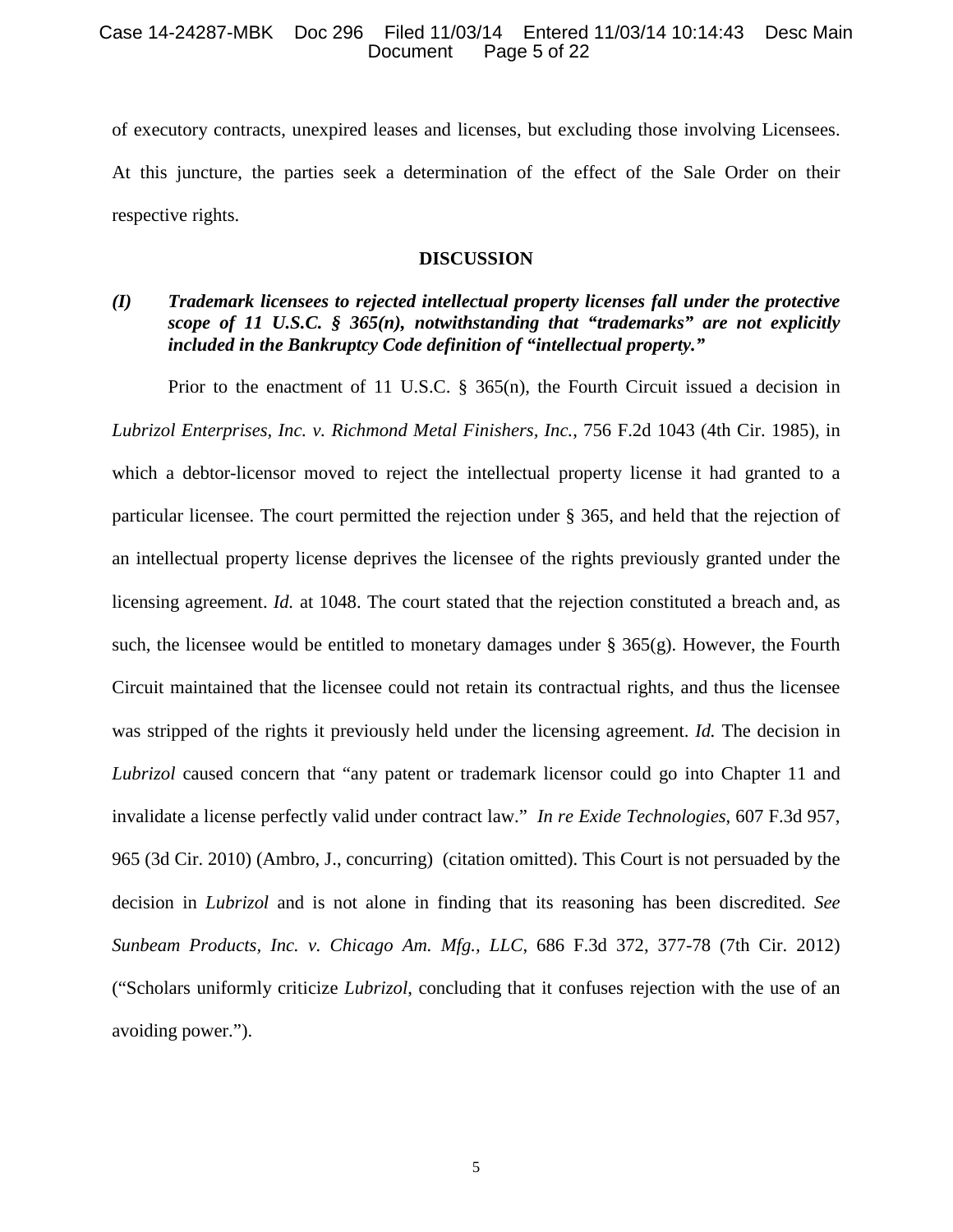of executory contracts, unexpired leases and licenses, but excluding those involving Licensees. At this juncture, the parties seek a determination of the effect of the Sale Order on their respective rights.

## DISCUSSION

***(I) Trademark licensees to rejected intellectual property licenses fall under the protective scope of 11 U.S.C. § 365(n), notwithstanding that "trademarks" are not explicitly included in the Bankruptcy Code definition of "intellectual property."***

Prior to the enactment of 11 U.S.C. § 365(n), the Fourth Circuit issued a decision in *Lubrizol Enterprises, Inc. v. Richmond Metal Finishers, Inc.*, 756 F.2d 1043 (4th Cir. 1985), in which a debtor-licensor moved to reject the intellectual property license it had granted to a particular licensee. The court permitted the rejection under § 365, and held that the rejection of an intellectual property license deprives the licensee of the rights previously granted under the licensing agreement. *Id.* at 1048. The court stated that the rejection constituted a breach and, as such, the licensee would be entitled to monetary damages under § 365(g). However, the Fourth Circuit maintained that the licensee could not retain its contractual rights, and thus the licensee was stripped of the rights it previously held under the licensing agreement. *Id.* The decision in *Lubrizol* caused concern that "any patent or trademark licensor could go into Chapter 11 and invalidate a license perfectly valid under contract law." *In re Exide Technologies*, 607 F.3d 957, 965 (3d Cir. 2010) (Ambro, J., concurring) (citation omitted). This Court is not persuaded by the decision in *Lubrizol* and is not alone in finding that its reasoning has been discredited. *See Sunbeam Products, Inc. v. Chicago Am. Mfg., LLC*, 686 F.3d 372, 377-78 (7th Cir. 2012) ("Scholars uniformly criticize *Lubrizol*, concluding that it confuses rejection with the use of an avoiding power.").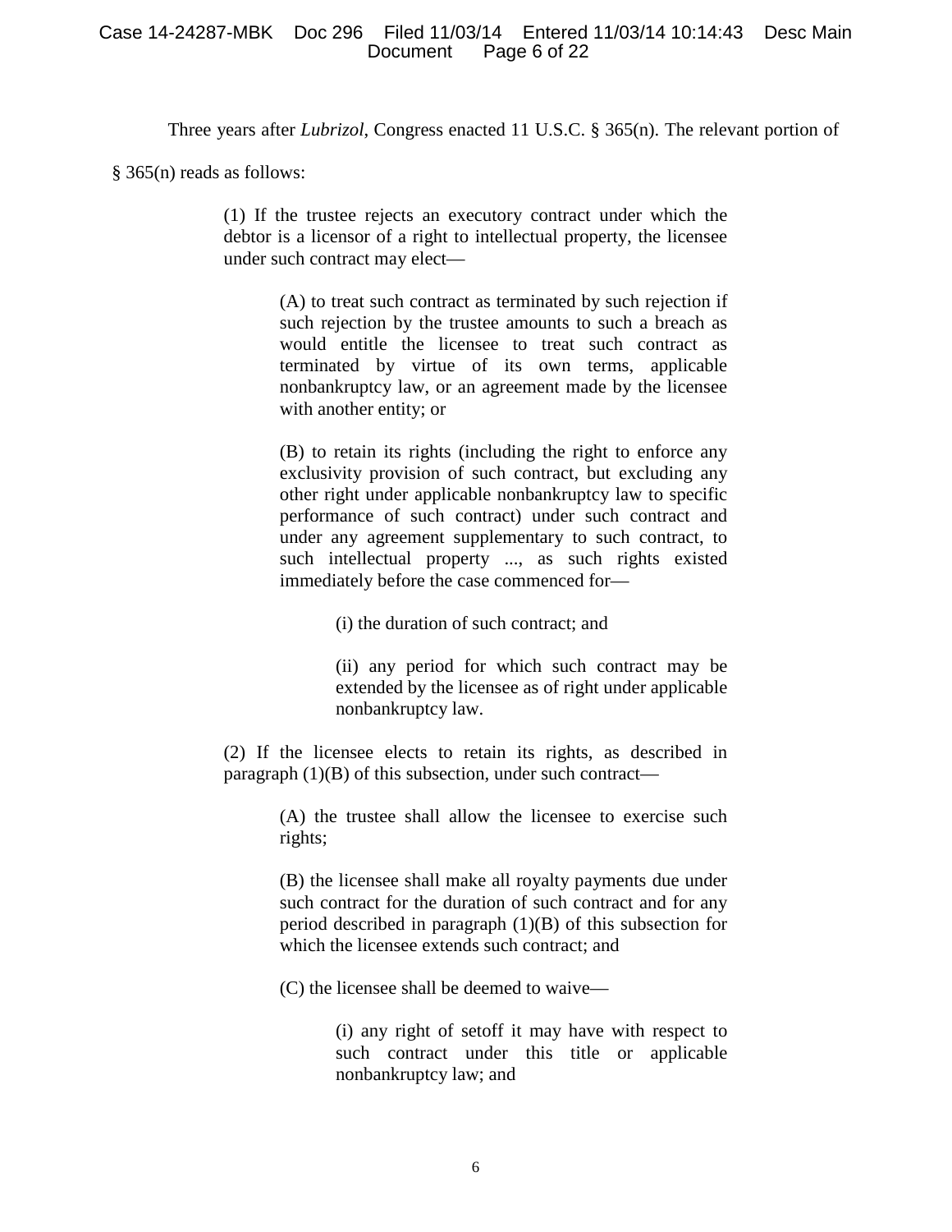Three years after *Lubrizol*, Congress enacted 11 U.S.C. § 365(n). The relevant portion of § 365(n) reads as follows:

> (1) If the trustee rejects an executory contract under which the debtor is a licensor of a right to intellectual property, the licensee under such contract may elect—
>
> > (A) to treat such contract as terminated by such rejection if such rejection by the trustee amounts to such a breach as would entitle the licensee to treat such contract as terminated by virtue of its own terms, applicable nonbankruptcy law, or an agreement made by the licensee with another entity; or
> >
> > (B) to retain its rights (including the right to enforce any exclusivity provision of such contract, but excluding any other right under applicable nonbankruptcy law to specific performance of such contract) under such contract and under any agreement supplementary to such contract, to such intellectual property ..., as such rights existed immediately before the case commenced for—
> >
> > > (i) the duration of such contract; and
> > >
> > > (ii) any period for which such contract may be extended by the licensee as of right under applicable nonbankruptcy law.
>
> (2) If the licensee elects to retain its rights, as described in paragraph (1)(B) of this subsection, under such contract—
>
> > (A) the trustee shall allow the licensee to exercise such rights;
> >
> > (B) the licensee shall make all royalty payments due under such contract for the duration of such contract and for any period described in paragraph (1)(B) of this subsection for which the licensee extends such contract; and
> >
> > (C) the licensee shall be deemed to waive—
> >
> > > (i) any right of setoff it may have with respect to such contract under this title or applicable nonbankruptcy law; and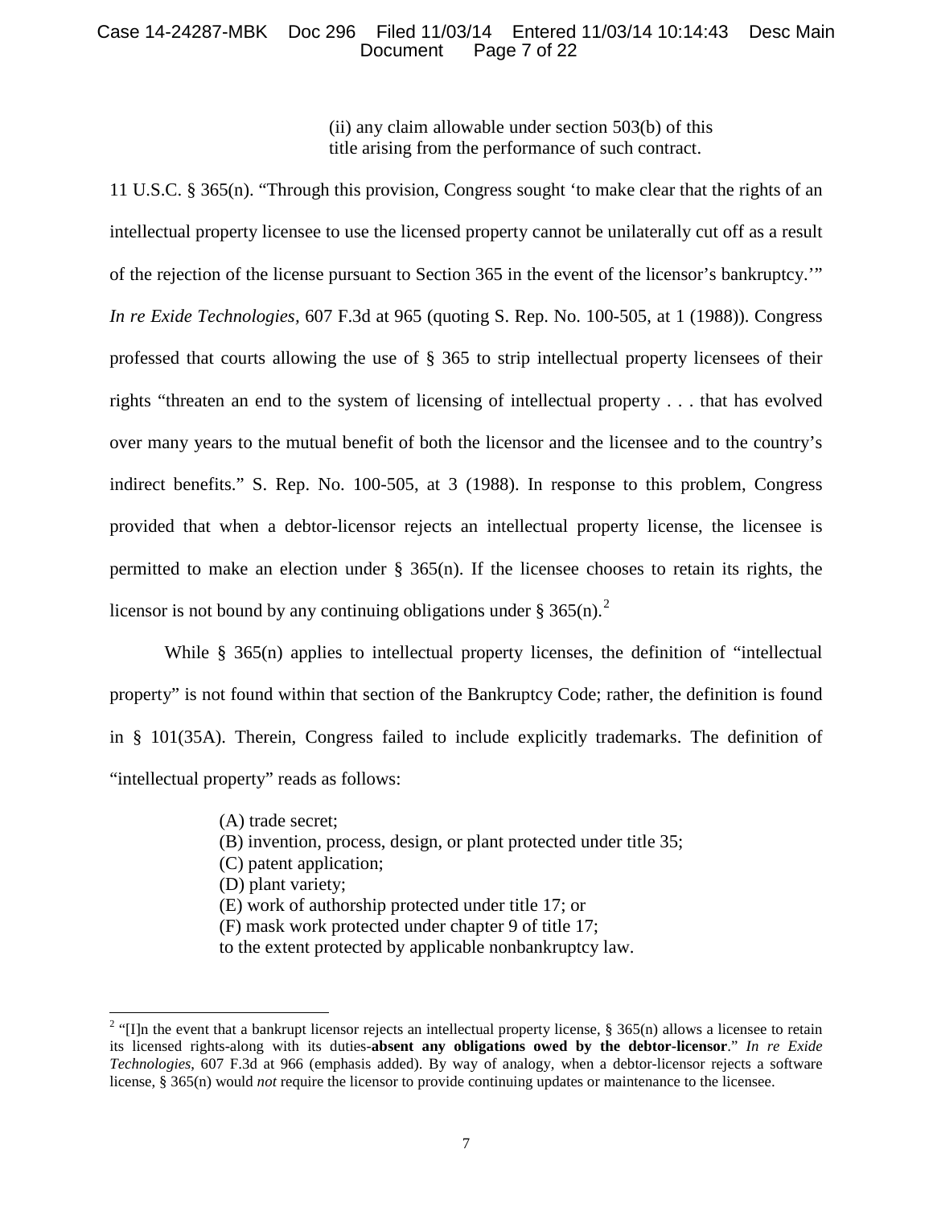> (ii) any claim allowable under section 503(b) of this title arising from the performance of such contract.

11 U.S.C. § 365(n). "Through this provision, Congress sought 'to make clear that the rights of an intellectual property licensee to use the licensed property cannot be unilaterally cut off as a result of the rejection of the license pursuant to Section 365 in the event of the licensor's bankruptcy.'" *In re Exide Technologies*, 607 F.3d at 965 (quoting S. Rep. No. 100-505, at 1 (1988)). Congress professed that courts allowing the use of § 365 to strip intellectual property licensees of their rights "threaten an end to the system of licensing of intellectual property . . . that has evolved over many years to the mutual benefit of both the licensor and the licensee and to the country's indirect benefits." S. Rep. No. 100-505, at 3 (1988). In response to this problem, Congress provided that when a debtor-licensor rejects an intellectual property license, the licensee is permitted to make an election under § 365(n). If the licensee chooses to retain its rights, the licensor is not bound by any continuing obligations under § 365(n).[2]

While § 365(n) applies to intellectual property licenses, the definition of "intellectual property" is not found within that section of the Bankruptcy Code; rather, the definition is found in § 101(35A). Therein, Congress failed to include explicitly trademarks. The definition of "intellectual property" reads as follows:

> (A) trade secret;
> (B) invention, process, design, or plant protected under title 35;
> (C) patent application;
> (D) plant variety;
> (E) work of authorship protected under title 17; or
> (F) mask work protected under chapter 9 of title 17;
> to the extent protected by applicable nonbankruptcy law.

[2] "[I]n the event that a bankrupt licensor rejects an intellectual property license, § 365(n) allows a licensee to retain its licensed rights-along with its duties-**absent any obligations owed by the debtor-licensor**." *In re Exide Technologies*, 607 F.3d at 966 (emphasis added). By way of analogy, when a debtor-licensor rejects a software license, § 365(n) would *not* require the licensor to provide continuing updates or maintenance to the licensee.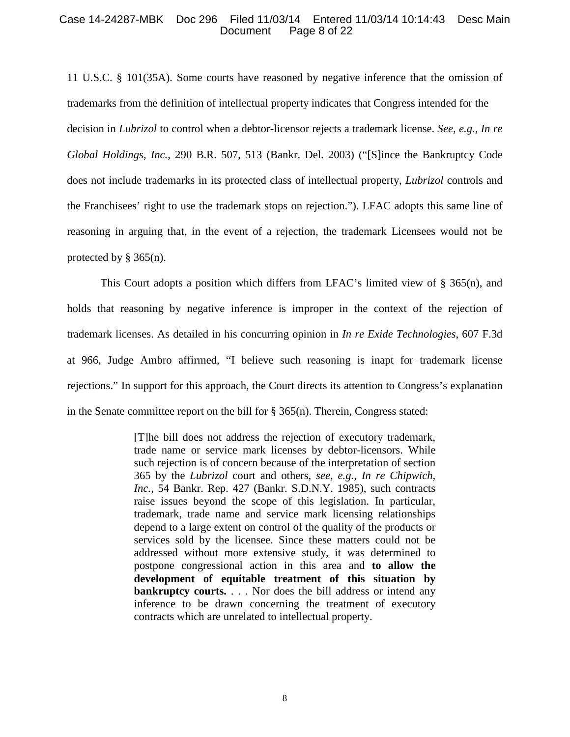11 U.S.C. § 101(35A). Some courts have reasoned by negative inference that the omission of trademarks from the definition of intellectual property indicates that Congress intended for the decision in *Lubrizol* to control when a debtor-licensor rejects a trademark license. *See, e.g.*, *In re Global Holdings, Inc.*, 290 B.R. 507, 513 (Bankr. Del. 2003) ("[S]ince the Bankruptcy Code does not include trademarks in its protected class of intellectual property, *Lubrizol* controls and the Franchisees' right to use the trademark stops on rejection."). LFAC adopts this same line of reasoning in arguing that, in the event of a rejection, the trademark Licensees would not be protected by § 365(n).

This Court adopts a position which differs from LFAC's limited view of § 365(n), and holds that reasoning by negative inference is improper in the context of the rejection of trademark licenses. As detailed in his concurring opinion in *In re Exide Technologies*, 607 F.3d at 966, Judge Ambro affirmed, "I believe such reasoning is inapt for trademark license rejections." In support for this approach, the Court directs its attention to Congress's explanation in the Senate committee report on the bill for § 365(n). Therein, Congress stated:

> [T]he bill does not address the rejection of executory trademark, trade name or service mark licenses by debtor-licensors. While such rejection is of concern because of the interpretation of section 365 by the *Lubrizol* court and others, *see, e.g.*, *In re Chipwich, Inc.*, 54 Bankr. Rep. 427 (Bankr. S.D.N.Y. 1985), such contracts raise issues beyond the scope of this legislation. In particular, trademark, trade name and service mark licensing relationships depend to a large extent on control of the quality of the products or services sold by the licensee. Since these matters could not be addressed without more extensive study, it was determined to postpone congressional action in this area and **to allow the development of equitable treatment of this situation by bankruptcy courts.** . . . Nor does the bill address or intend any inference to be drawn concerning the treatment of executory contracts which are unrelated to intellectual property.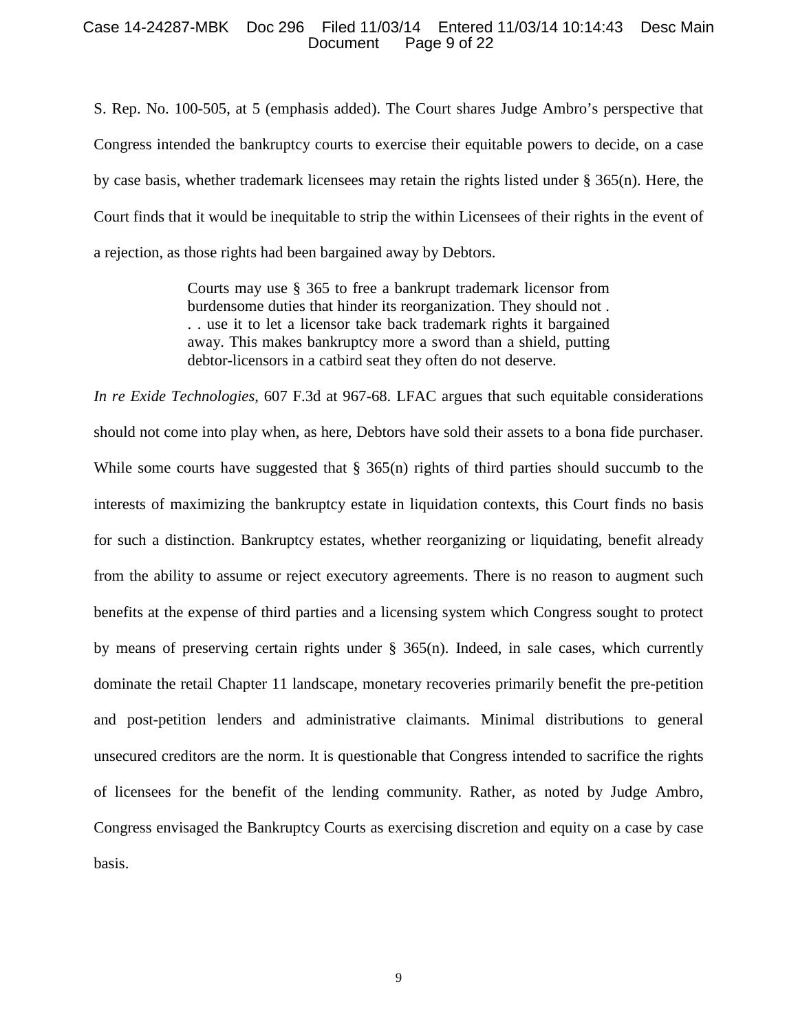S. Rep. No. 100-505, at 5 (emphasis added). The Court shares Judge Ambro's perspective that Congress intended the bankruptcy courts to exercise their equitable powers to decide, on a case by case basis, whether trademark licensees may retain the rights listed under § 365(n). Here, the Court finds that it would be inequitable to strip the within Licensees of their rights in the event of a rejection, as those rights had been bargained away by Debtors.

> Courts may use § 365 to free a bankrupt trademark licensor from burdensome duties that hinder its reorganization. They should not . . . use it to let a licensor take back trademark rights it bargained away. This makes bankruptcy more a sword than a shield, putting debtor-licensors in a catbird seat they often do not deserve.

*In re Exide Technologies*, 607 F.3d at 967-68. LFAC argues that such equitable considerations should not come into play when, as here, Debtors have sold their assets to a bona fide purchaser. While some courts have suggested that § 365(n) rights of third parties should succumb to the interests of maximizing the bankruptcy estate in liquidation contexts, this Court finds no basis for such a distinction. Bankruptcy estates, whether reorganizing or liquidating, benefit already from the ability to assume or reject executory agreements. There is no reason to augment such benefits at the expense of third parties and a licensing system which Congress sought to protect by means of preserving certain rights under § 365(n). Indeed, in sale cases, which currently dominate the retail Chapter 11 landscape, monetary recoveries primarily benefit the pre-petition and post-petition lenders and administrative claimants. Minimal distributions to general unsecured creditors are the norm. It is questionable that Congress intended to sacrifice the rights of licensees for the benefit of the lending community. Rather, as noted by Judge Ambro, Congress envisaged the Bankruptcy Courts as exercising discretion and equity on a case by case basis.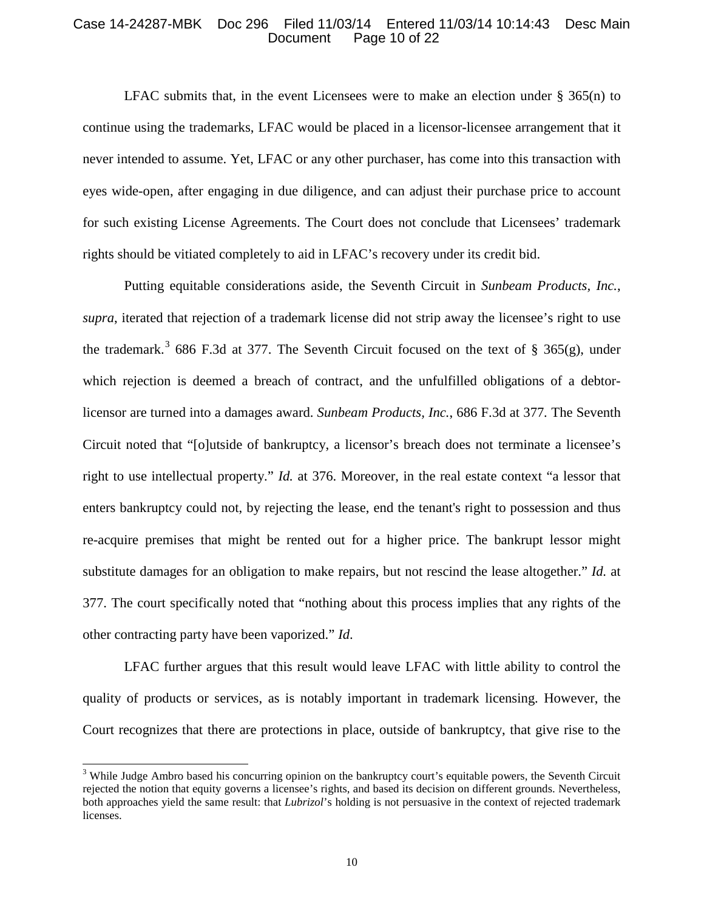LFAC submits that, in the event Licensees were to make an election under § 365(n) to continue using the trademarks, LFAC would be placed in a licensor-licensee arrangement that it never intended to assume. Yet, LFAC or any other purchaser, has come into this transaction with eyes wide-open, after engaging in due diligence, and can adjust their purchase price to account for such existing License Agreements. The Court does not conclude that Licensees' trademark rights should be vitiated completely to aid in LFAC's recovery under its credit bid.

Putting equitable considerations aside, the Seventh Circuit in *Sunbeam Products, Inc.*, *supra*, iterated that rejection of a trademark license did not strip away the licensee's right to use the trademark.[3] 686 F.3d at 377. The Seventh Circuit focused on the text of § 365(g), under which rejection is deemed a breach of contract, and the unfulfilled obligations of a debtor-licensor are turned into a damages award. *Sunbeam Products, Inc.*, 686 F.3d at 377. The Seventh Circuit noted that "[o]utside of bankruptcy, a licensor's breach does not terminate a licensee's right to use intellectual property." *Id.* at 376. Moreover, in the real estate context "a lessor that enters bankruptcy could not, by rejecting the lease, end the tenant's right to possession and thus re-acquire premises that might be rented out for a higher price. The bankrupt lessor might substitute damages for an obligation to make repairs, but not rescind the lease altogether." *Id.* at 377. The court specifically noted that "nothing about this process implies that any rights of the other contracting party have been vaporized." *Id*.

LFAC further argues that this result would leave LFAC with little ability to control the quality of products or services, as is notably important in trademark licensing. However, the Court recognizes that there are protections in place, outside of bankruptcy, that give rise to the

[3] While Judge Ambro based his concurring opinion on the bankruptcy court's equitable powers, the Seventh Circuit rejected the notion that equity governs a licensee's rights, and based its decision on different grounds. Nevertheless, both approaches yield the same result: that *Lubrizol*'s holding is not persuasive in the context of rejected trademark licenses.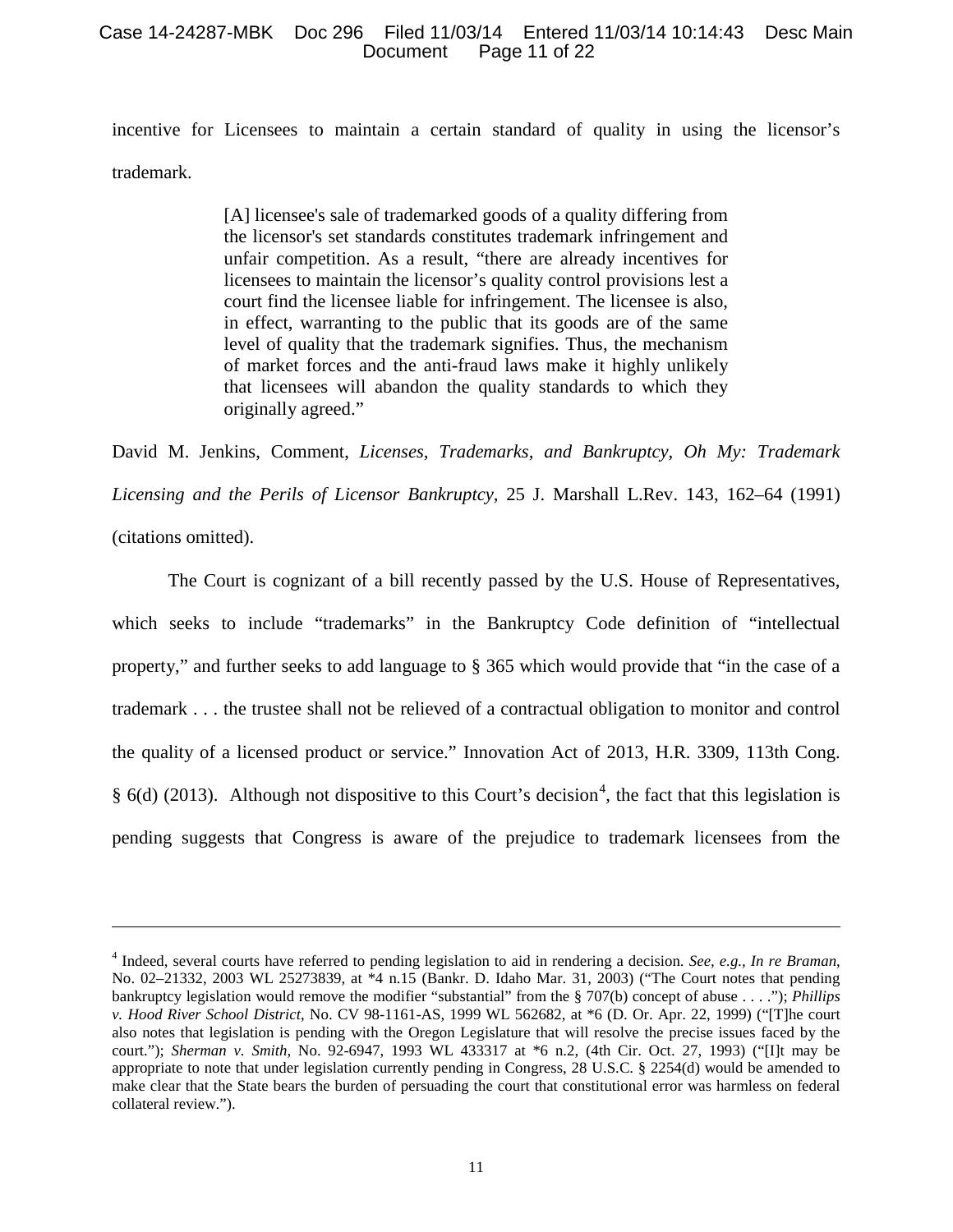incentive for Licensees to maintain a certain standard of quality in using the licensor's trademark.

> [A] licensee's sale of trademarked goods of a quality differing from the licensor's set standards constitutes trademark infringement and unfair competition. As a result, "there are already incentives for licensees to maintain the licensor's quality control provisions lest a court find the licensee liable for infringement. The licensee is also, in effect, warranting to the public that its goods are of the same level of quality that the trademark signifies. Thus, the mechanism of market forces and the anti-fraud laws make it highly unlikely that licensees will abandon the quality standards to which they originally agreed."

David M. Jenkins, Comment, *Licenses, Trademarks, and Bankruptcy, Oh My: Trademark Licensing and the Perils of Licensor Bankruptcy*, 25 J. Marshall L.Rev. 143, 162–64 (1991) (citations omitted).

The Court is cognizant of a bill recently passed by the U.S. House of Representatives, which seeks to include "trademarks" in the Bankruptcy Code definition of "intellectual property," and further seeks to add language to § 365 which would provide that "in the case of a trademark . . . the trustee shall not be relieved of a contractual obligation to monitor and control the quality of a licensed product or service." Innovation Act of 2013, H.R. 3309, 113th Cong. § 6(d) (2013). Although not dispositive to this Court's decision[4], the fact that this legislation is pending suggests that Congress is aware of the prejudice to trademark licensees from the

---

[4] Indeed, several courts have referred to pending legislation to aid in rendering a decision. *See, e.g., In re Braman*, No. 02–21332, 2003 WL 25273839, at *4 n.15 (Bankr. D. Idaho Mar. 31, 2003) ("The Court notes that pending bankruptcy legislation would remove the modifier "substantial" from the § 707(b) concept of abuse . . . ."); *Phillips v. Hood River School District*, No. CV 98-1161-AS, 1999 WL 562682, at *6 (D. Or. Apr. 22, 1999) ("[T]he court also notes that legislation is pending with the Oregon Legislature that will resolve the precise issues faced by the court."); *Sherman v. Smith*, No. 92-6947, 1993 WL 433317 at *6 n.2, (4th Cir. Oct. 27, 1993) ("[I]t may be appropriate to note that under legislation currently pending in Congress, 28 U.S.C. § 2254(d) would be amended to make clear that the State bears the burden of persuading the court that constitutional error was harmless on federal collateral review.").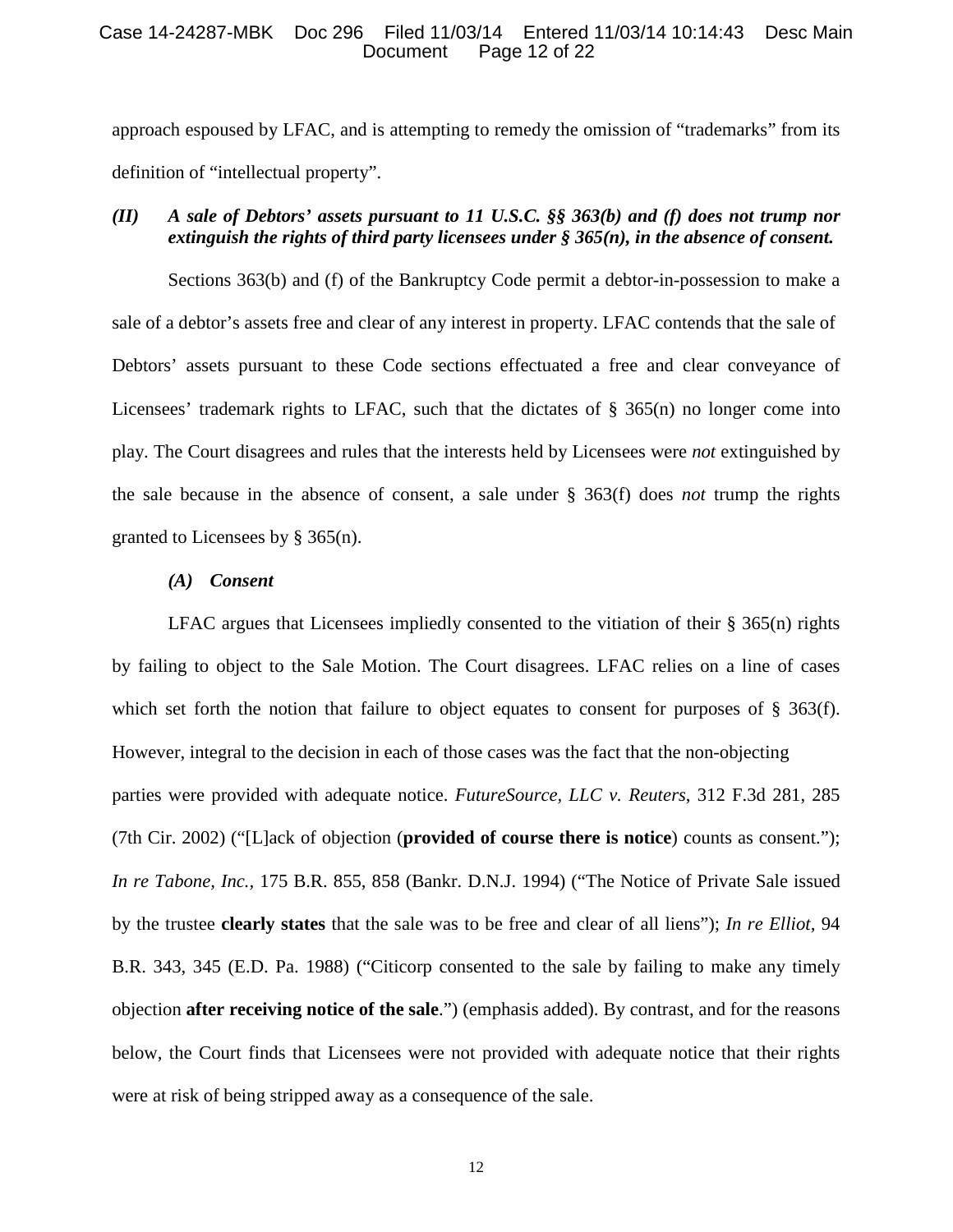approach espoused by LFAC, and is attempting to remedy the omission of "trademarks" from its definition of "intellectual property".

### *(II) A sale of Debtors' assets pursuant to 11 U.S.C. §§ 363(b) and (f) does not trump nor extinguish the rights of third party licensees under § 365(n), in the absence of consent.*

Sections 363(b) and (f) of the Bankruptcy Code permit a debtor-in-possession to make a sale of a debtor's assets free and clear of any interest in property. LFAC contends that the sale of Debtors' assets pursuant to these Code sections effectuated a free and clear conveyance of Licensees' trademark rights to LFAC, such that the dictates of § 365(n) no longer come into play. The Court disagrees and rules that the interests held by Licensees were *not* extinguished by the sale because in the absence of consent, a sale under § 363(f) does *not* trump the rights granted to Licensees by § 365(n).

#### *(A) Consent*

LFAC argues that Licensees impliedly consented to the vitiation of their § 365(n) rights by failing to object to the Sale Motion. The Court disagrees. LFAC relies on a line of cases which set forth the notion that failure to object equates to consent for purposes of § 363(f). However, integral to the decision in each of those cases was the fact that the non-objecting parties were provided with adequate notice. *FutureSource, LLC v. Reuters*, 312 F.3d 281, 285 (7th Cir. 2002) ("[L]ack of objection (**provided of course there is notice**) counts as consent."); *In re Tabone, Inc.*, 175 B.R. 855, 858 (Bankr. D.N.J. 1994) ("The Notice of Private Sale issued by the trustee **clearly states** that the sale was to be free and clear of all liens"); *In re Elliot,* 94 B.R. 343, 345 (E.D. Pa. 1988) ("Citicorp consented to the sale by failing to make any timely objection **after receiving notice of the sale**.") (emphasis added). By contrast, and for the reasons below, the Court finds that Licensees were not provided with adequate notice that their rights were at risk of being stripped away as a consequence of the sale.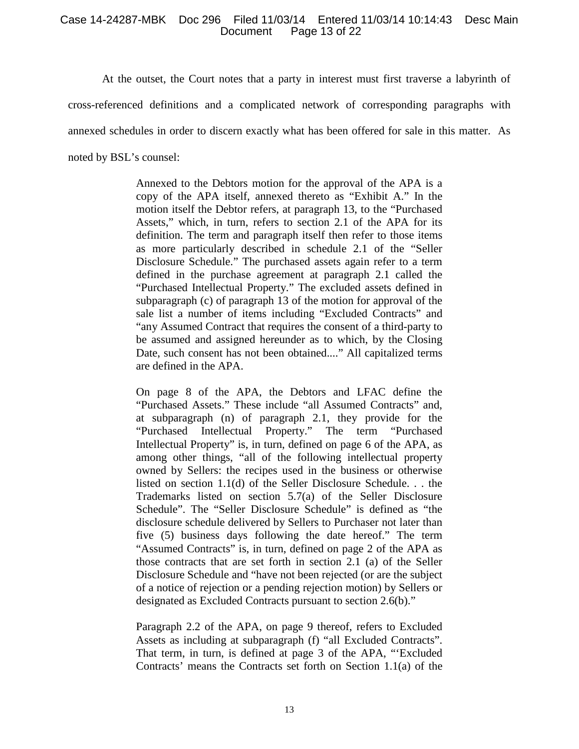At the outset, the Court notes that a party in interest must first traverse a labyrinth of cross-referenced definitions and a complicated network of corresponding paragraphs with annexed schedules in order to discern exactly what has been offered for sale in this matter. As noted by BSL's counsel:

> Annexed to the Debtors motion for the approval of the APA is a copy of the APA itself, annexed thereto as "Exhibit A." In the motion itself the Debtor refers, at paragraph 13, to the "Purchased Assets," which, in turn, refers to section 2.1 of the APA for its definition. The term and paragraph itself then refer to those items as more particularly described in schedule 2.1 of the "Seller Disclosure Schedule." The purchased assets again refer to a term defined in the purchase agreement at paragraph 2.1 called the "Purchased Intellectual Property." The excluded assets defined in subparagraph (c) of paragraph 13 of the motion for approval of the sale list a number of items including "Excluded Contracts" and "any Assumed Contract that requires the consent of a third-party to be assumed and assigned hereunder as to which, by the Closing Date, such consent has not been obtained...." All capitalized terms are defined in the APA.
>
> On page 8 of the APA, the Debtors and LFAC define the "Purchased Assets." These include "all Assumed Contracts" and, at subparagraph (n) of paragraph 2.1, they provide for the "Purchased Intellectual Property." The term "Purchased Intellectual Property" is, in turn, defined on page 6 of the APA, as among other things, "all of the following intellectual property owned by Sellers: the recipes used in the business or otherwise listed on section 1.1(d) of the Seller Disclosure Schedule. . . the Trademarks listed on section 5.7(a) of the Seller Disclosure Schedule". The "Seller Disclosure Schedule" is defined as "the disclosure schedule delivered by Sellers to Purchaser not later than five (5) business days following the date hereof." The term "Assumed Contracts" is, in turn, defined on page 2 of the APA as those contracts that are set forth in section 2.1 (a) of the Seller Disclosure Schedule and "have not been rejected (or are the subject of a notice of rejection or a pending rejection motion) by Sellers or designated as Excluded Contracts pursuant to section 2.6(b)."
>
> Paragraph 2.2 of the APA, on page 9 thereof, refers to Excluded Assets as including at subparagraph (f) "all Excluded Contracts". That term, in turn, is defined at page 3 of the APA, "'Excluded Contracts' means the Contracts set forth on Section 1.1(a) of the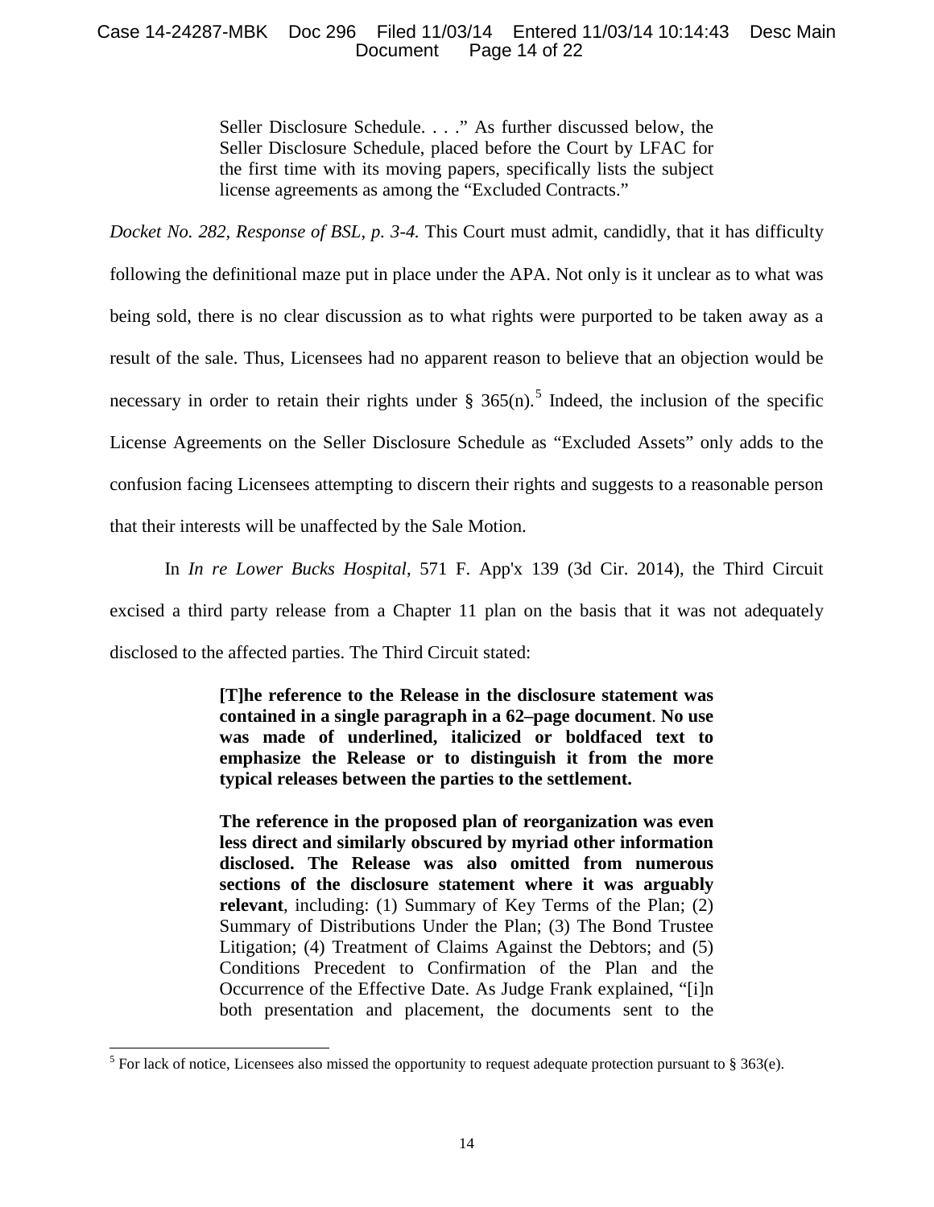> Seller Disclosure Schedule. . . ." As further discussed below, the Seller Disclosure Schedule, placed before the Court by LFAC for the first time with its moving papers, specifically lists the subject license agreements as among the "Excluded Contracts."

*Docket No. 282, Response of BSL, p. 3-4.* This Court must admit, candidly, that it has difficulty following the definitional maze put in place under the APA. Not only is it unclear as to what was being sold, there is no clear discussion as to what rights were purported to be taken away as a result of the sale. Thus, Licensees had no apparent reason to believe that an objection would be necessary in order to retain their rights under § 365(n).[5] Indeed, the inclusion of the specific License Agreements on the Seller Disclosure Schedule as "Excluded Assets" only adds to the confusion facing Licensees attempting to discern their rights and suggests to a reasonable person that their interests will be unaffected by the Sale Motion.

In *In re Lower Bucks Hospital*, 571 F. App'x 139 (3d Cir. 2014), the Third Circuit excised a third party release from a Chapter 11 plan on the basis that it was not adequately disclosed to the affected parties. The Third Circuit stated:

> **[T]he reference to the Release in the disclosure statement was contained in a single paragraph in a 62–page document**. **No use was made of underlined, italicized or boldfaced text to emphasize the Release or to distinguish it from the more typical releases between the parties to the settlement.**
>
> **The reference in the proposed plan of reorganization was even less direct and similarly obscured by myriad other information disclosed. The Release was also omitted from numerous sections of the disclosure statement where it was arguably relevant**, including: (1) Summary of Key Terms of the Plan; (2) Summary of Distributions Under the Plan; (3) The Bond Trustee Litigation; (4) Treatment of Claims Against the Debtors; and (5) Conditions Precedent to Confirmation of the Plan and the Occurrence of the Effective Date. As Judge Frank explained, "[i]n both presentation and placement, the documents sent to the

[5] For lack of notice, Licensees also missed the opportunity to request adequate protection pursuant to § 363(e).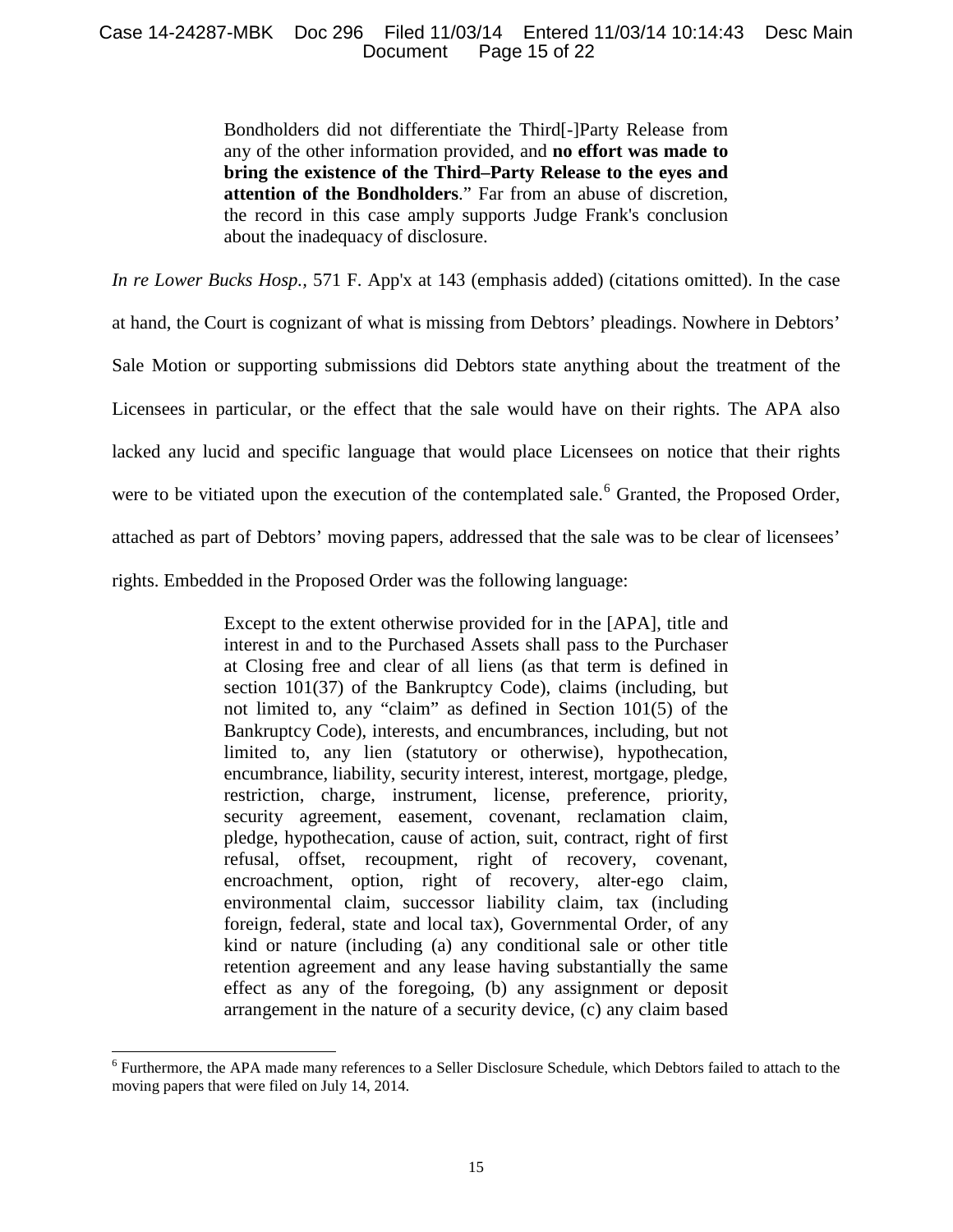> Bondholders did not differentiate the Third[-]Party Release from any of the other information provided, and **no effort was made to bring the existence of the Third–Party Release to the eyes and attention of the Bondholders**." Far from an abuse of discretion, the record in this case amply supports Judge Frank's conclusion about the inadequacy of disclosure.

*In re Lower Bucks Hosp.*, 571 F. App'x at 143 (emphasis added) (citations omitted). In the case at hand, the Court is cognizant of what is missing from Debtors' pleadings. Nowhere in Debtors' Sale Motion or supporting submissions did Debtors state anything about the treatment of the Licensees in particular, or the effect that the sale would have on their rights. The APA also lacked any lucid and specific language that would place Licensees on notice that their rights were to be vitiated upon the execution of the contemplated sale.[6] Granted, the Proposed Order, attached as part of Debtors' moving papers, addressed that the sale was to be clear of licensees' rights. Embedded in the Proposed Order was the following language:

> Except to the extent otherwise provided for in the [APA], title and interest in and to the Purchased Assets shall pass to the Purchaser at Closing free and clear of all liens (as that term is defined in section 101(37) of the Bankruptcy Code), claims (including, but not limited to, any "claim" as defined in Section 101(5) of the Bankruptcy Code), interests, and encumbrances, including, but not limited to, any lien (statutory or otherwise), hypothecation, encumbrance, liability, security interest, interest, mortgage, pledge, restriction, charge, instrument, license, preference, priority, security agreement, easement, covenant, reclamation claim, pledge, hypothecation, cause of action, suit, contract, right of first refusal, offset, recoupment, right of recovery, covenant, encroachment, option, right of recovery, alter-ego claim, environmental claim, successor liability claim, tax (including foreign, federal, state and local tax), Governmental Order, of any kind or nature (including (a) any conditional sale or other title retention agreement and any lease having substantially the same effect as any of the foregoing, (b) any assignment or deposit arrangement in the nature of a security device, (c) any claim based

[6] Furthermore, the APA made many references to a Seller Disclosure Schedule, which Debtors failed to attach to the moving papers that were filed on July 14, 2014.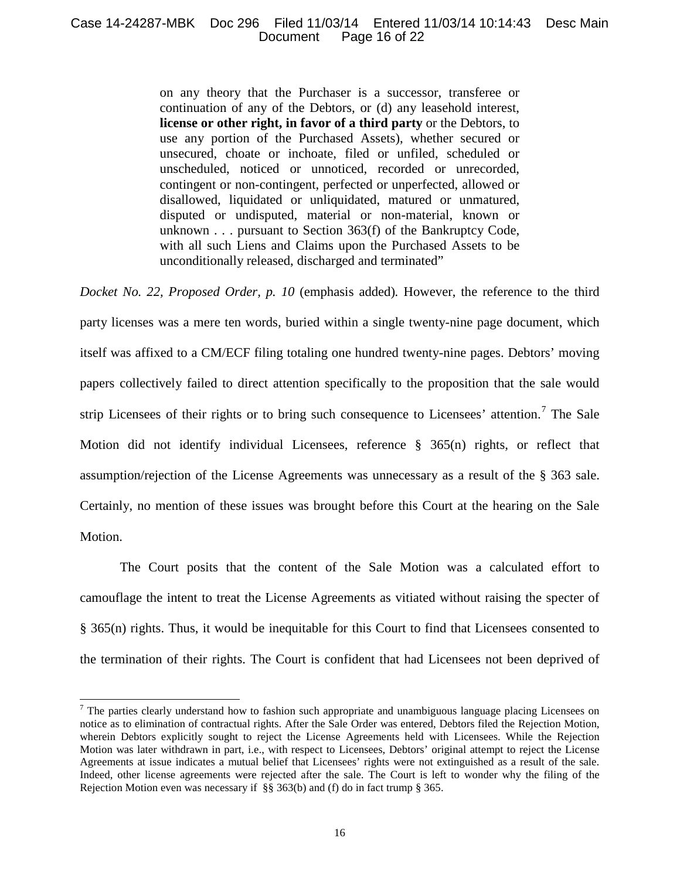> on any theory that the Purchaser is a successor, transferee or continuation of any of the Debtors, or (d) any leasehold interest, **license or other right, in favor of a third party** or the Debtors, to use any portion of the Purchased Assets), whether secured or unsecured, choate or inchoate, filed or unfiled, scheduled or unscheduled, noticed or unnoticed, recorded or unrecorded, contingent or non-contingent, perfected or unperfected, allowed or disallowed, liquidated or unliquidated, matured or unmatured, disputed or undisputed, material or non-material, known or unknown . . . pursuant to Section 363(f) of the Bankruptcy Code, with all such Liens and Claims upon the Purchased Assets to be unconditionally released, discharged and terminated"

*Docket No. 22, Proposed Order, p. 10* (emphasis added). However, the reference to the third party licenses was a mere ten words, buried within a single twenty-nine page document, which itself was affixed to a CM/ECF filing totaling one hundred twenty-nine pages. Debtors' moving papers collectively failed to direct attention specifically to the proposition that the sale would strip Licensees of their rights or to bring such consequence to Licensees' attention.[7] The Sale Motion did not identify individual Licensees, reference § 365(n) rights, or reflect that assumption/rejection of the License Agreements was unnecessary as a result of the § 363 sale. Certainly, no mention of these issues was brought before this Court at the hearing on the Sale Motion.

The Court posits that the content of the Sale Motion was a calculated effort to camouflage the intent to treat the License Agreements as vitiated without raising the specter of § 365(n) rights. Thus, it would be inequitable for this Court to find that Licensees consented to the termination of their rights. The Court is confident that had Licensees not been deprived of

[7] The parties clearly understand how to fashion such appropriate and unambiguous language placing Licensees on notice as to elimination of contractual rights. After the Sale Order was entered, Debtors filed the Rejection Motion, wherein Debtors explicitly sought to reject the License Agreements held with Licensees. While the Rejection Motion was later withdrawn in part, i.e., with respect to Licensees, Debtors' original attempt to reject the License Agreements at issue indicates a mutual belief that Licensees' rights were not extinguished as a result of the sale. Indeed, other license agreements were rejected after the sale. The Court is left to wonder why the filing of the Rejection Motion even was necessary if §§ 363(b) and (f) do in fact trump § 365.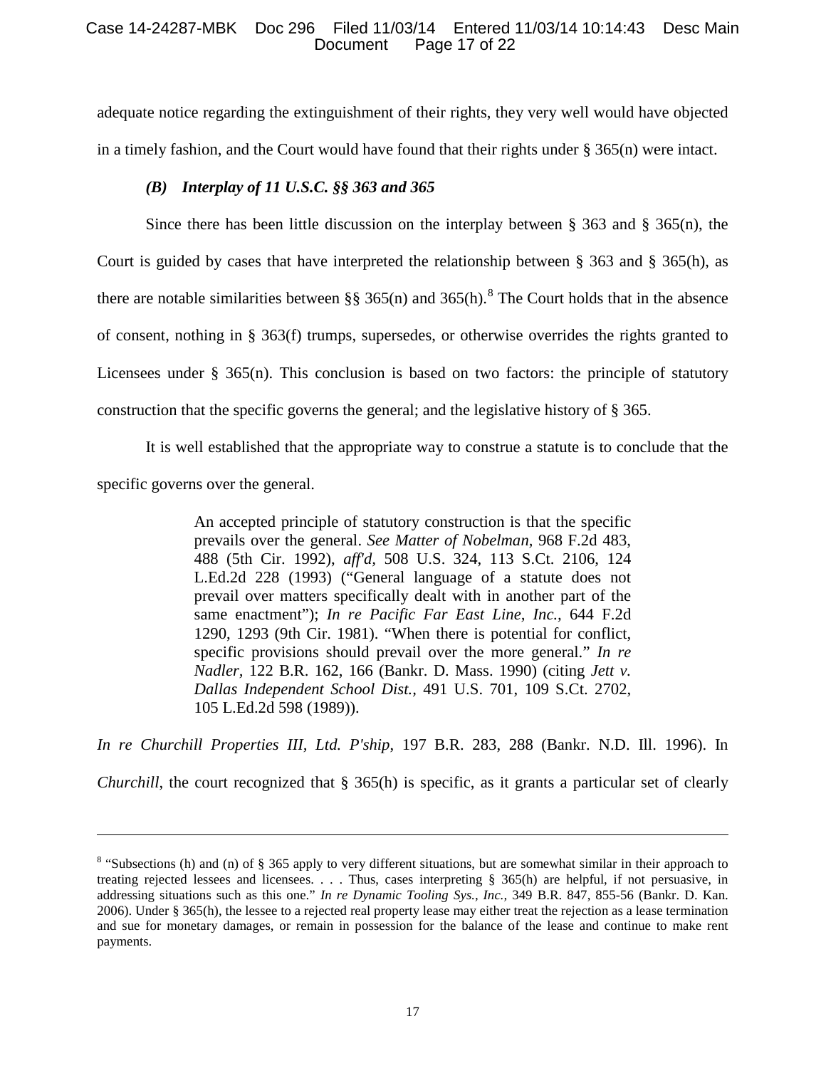adequate notice regarding the extinguishment of their rights, they very well would have objected in a timely fashion, and the Court would have found that their rights under § 365(n) were intact.

### *(B) Interplay of 11 U.S.C. §§ 363 and 365*

Since there has been little discussion on the interplay between § 363 and § 365(n), the Court is guided by cases that have interpreted the relationship between § 363 and § 365(h), as there are notable similarities between §§ 365(n) and 365(h).[8] The Court holds that in the absence of consent, nothing in § 363(f) trumps, supersedes, or otherwise overrides the rights granted to Licensees under § 365(n). This conclusion is based on two factors: the principle of statutory construction that the specific governs the general; and the legislative history of § 365.

It is well established that the appropriate way to construe a statute is to conclude that the specific governs over the general.

> An accepted principle of statutory construction is that the specific prevails over the general. *See Matter of Nobelman,* 968 F.2d 483, 488 (5th Cir. 1992), *aff'd,* 508 U.S. 324, 113 S.Ct. 2106, 124 L.Ed.2d 228 (1993) ("General language of a statute does not prevail over matters specifically dealt with in another part of the same enactment"); *In re Pacific Far East Line, Inc.,* 644 F.2d 1290, 1293 (9th Cir. 1981). "When there is potential for conflict, specific provisions should prevail over the more general." *In re Nadler,* 122 B.R. 162, 166 (Bankr. D. Mass. 1990) (citing *Jett v. Dallas Independent School Dist.,* 491 U.S. 701, 109 S.Ct. 2702, 105 L.Ed.2d 598 (1989)).

*In re Churchill Properties III, Ltd. P'ship*, 197 B.R. 283, 288 (Bankr. N.D. Ill. 1996). In *Churchill*, the court recognized that § 365(h) is specific, as it grants a particular set of clearly

---

[8] "Subsections (h) and (n) of § 365 apply to very different situations, but are somewhat similar in their approach to treating rejected lessees and licensees. . . . Thus, cases interpreting § 365(h) are helpful, if not persuasive, in addressing situations such as this one." *In re Dynamic Tooling Sys., Inc.,* 349 B.R. 847, 855-56 (Bankr. D. Kan. 2006). Under § 365(h), the lessee to a rejected real property lease may either treat the rejection as a lease termination and sue for monetary damages, or remain in possession for the balance of the lease and continue to make rent payments.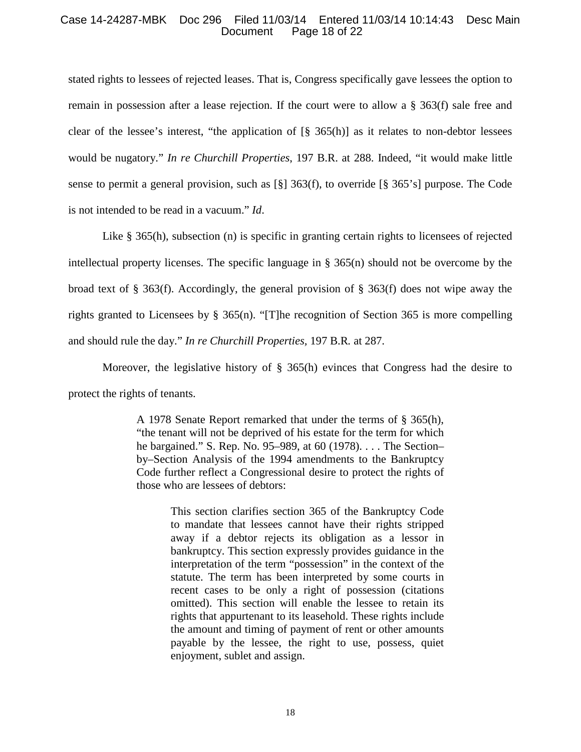stated rights to lessees of rejected leases. That is, Congress specifically gave lessees the option to remain in possession after a lease rejection. If the court were to allow a § 363(f) sale free and clear of the lessee's interest, "the application of [§ 365(h)] as it relates to non-debtor lessees would be nugatory." *In re Churchill Properties*, 197 B.R. at 288. Indeed, "it would make little sense to permit a general provision, such as [§] 363(f), to override [§ 365's] purpose. The Code is not intended to be read in a vacuum." *Id*.

Like § 365(h), subsection (n) is specific in granting certain rights to licensees of rejected intellectual property licenses. The specific language in § 365(n) should not be overcome by the broad text of § 363(f). Accordingly, the general provision of § 363(f) does not wipe away the rights granted to Licensees by § 365(n). "[T]he recognition of Section 365 is more compelling and should rule the day." *In re Churchill Properties*, 197 B.R. at 287.

Moreover, the legislative history of § 365(h) evinces that Congress had the desire to protect the rights of tenants.

> A 1978 Senate Report remarked that under the terms of § 365(h), "the tenant will not be deprived of his estate for the term for which he bargained." S. Rep. No. 95–989, at 60 (1978). . . . The Section–by–Section Analysis of the 1994 amendments to the Bankruptcy Code further reflect a Congressional desire to protect the rights of those who are lessees of debtors:
>
> > This section clarifies section 365 of the Bankruptcy Code to mandate that lessees cannot have their rights stripped away if a debtor rejects its obligation as a lessor in bankruptcy. This section expressly provides guidance in the interpretation of the term "possession" in the context of the statute. The term has been interpreted by some courts in recent cases to be only a right of possession (citations omitted). This section will enable the lessee to retain its rights that appurtenant to its leasehold. These rights include the amount and timing of payment of rent or other amounts payable by the lessee, the right to use, possess, quiet enjoyment, sublet and assign.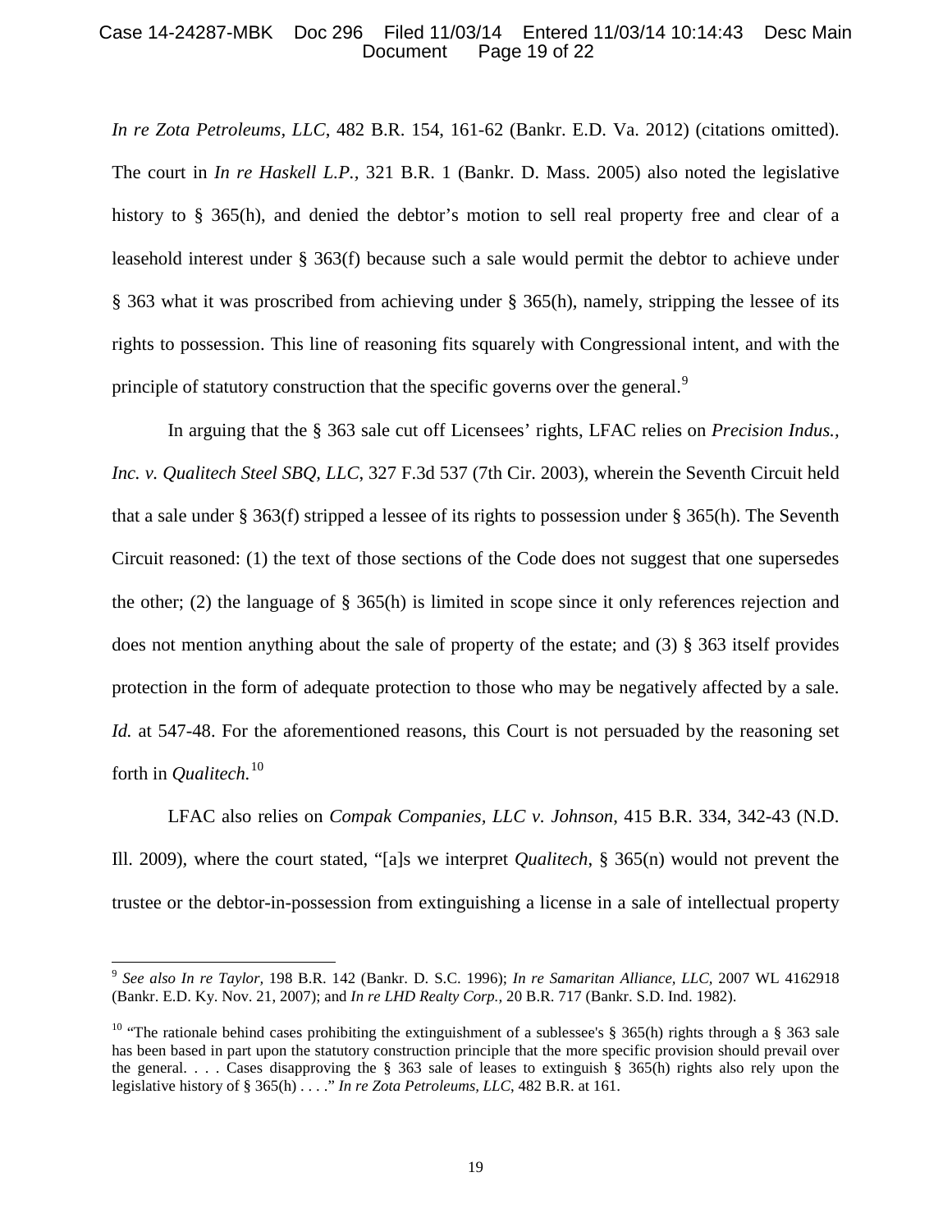*In re Zota Petroleums, LLC*, 482 B.R. 154, 161-62 (Bankr. E.D. Va. 2012) (citations omitted). The court in *In re Haskell L.P.,* 321 B.R. 1 (Bankr. D. Mass. 2005) also noted the legislative history to § 365(h), and denied the debtor's motion to sell real property free and clear of a leasehold interest under § 363(f) because such a sale would permit the debtor to achieve under § 363 what it was proscribed from achieving under § 365(h), namely, stripping the lessee of its rights to possession. This line of reasoning fits squarely with Congressional intent, and with the principle of statutory construction that the specific governs over the general.[9]

In arguing that the § 363 sale cut off Licensees' rights, LFAC relies on *Precision Indus., Inc. v. Qualitech Steel SBQ, LLC*, 327 F.3d 537 (7th Cir. 2003), wherein the Seventh Circuit held that a sale under § 363(f) stripped a lessee of its rights to possession under § 365(h). The Seventh Circuit reasoned: (1) the text of those sections of the Code does not suggest that one supersedes the other; (2) the language of § 365(h) is limited in scope since it only references rejection and does not mention anything about the sale of property of the estate; and (3) § 363 itself provides protection in the form of adequate protection to those who may be negatively affected by a sale. *Id.* at 547-48. For the aforementioned reasons, this Court is not persuaded by the reasoning set forth in *Qualitech.*[10]

LFAC also relies on *Compak Companies, LLC v. Johnson*, 415 B.R. 334, 342-43 (N.D. Ill. 2009), where the court stated, "[a]s we interpret *Qualitech*, § 365(n) would not prevent the trustee or the debtor-in-possession from extinguishing a license in a sale of intellectual property

[9] *See also In re Taylor,* 198 B.R. 142 (Bankr. D. S.C. 1996); *In re Samaritan Alliance, LLC,* 2007 WL 4162918 (Bankr. E.D. Ky. Nov. 21, 2007); and *In re LHD Realty Corp.,* 20 B.R. 717 (Bankr. S.D. Ind. 1982).

[10] "The rationale behind cases prohibiting the extinguishment of a sublessee's § 365(h) rights through a § 363 sale has been based in part upon the statutory construction principle that the more specific provision should prevail over the general. . . . Cases disapproving the § 363 sale of leases to extinguish § 365(h) rights also rely upon the legislative history of § 365(h) . . . ." *In re Zota Petroleums, LLC*, 482 B.R. at 161.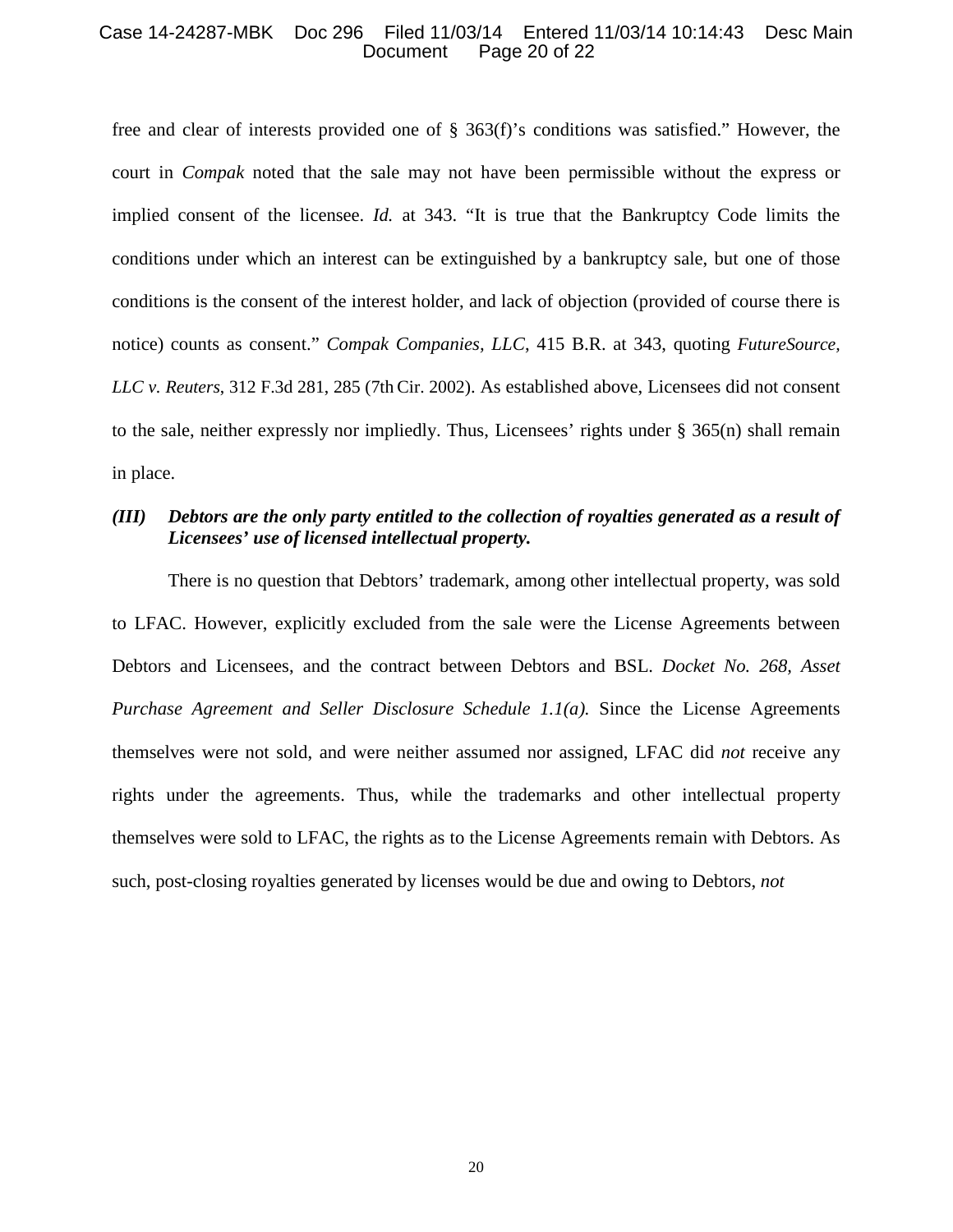free and clear of interests provided one of § 363(f)'s conditions was satisfied." However, the court in *Compak* noted that the sale may not have been permissible without the express or implied consent of the licensee. *Id.* at 343. "It is true that the Bankruptcy Code limits the conditions under which an interest can be extinguished by a bankruptcy sale, but one of those conditions is the consent of the interest holder, and lack of objection (provided of course there is notice) counts as consent." *Compak Companies, LLC*, 415 B.R. at 343, quoting *FutureSource, LLC v. Reuters*, 312 F.3d 281, 285 (7th Cir. 2002). As established above, Licensees did not consent to the sale, neither expressly nor impliedly. Thus, Licensees' rights under § 365(n) shall remain in place.

***(III) Debtors are the only party entitled to the collection of royalties generated as a result of Licensees' use of licensed intellectual property.***

There is no question that Debtors' trademark, among other intellectual property, was sold to LFAC. However, explicitly excluded from the sale were the License Agreements between Debtors and Licensees, and the contract between Debtors and BSL. *Docket No. 268, Asset Purchase Agreement and Seller Disclosure Schedule 1.1(a).* Since the License Agreements themselves were not sold, and were neither assumed nor assigned, LFAC did *not* receive any rights under the agreements. Thus, while the trademarks and other intellectual property themselves were sold to LFAC, the rights as to the License Agreements remain with Debtors. As such, post-closing royalties generated by licenses would be due and owing to Debtors, *not*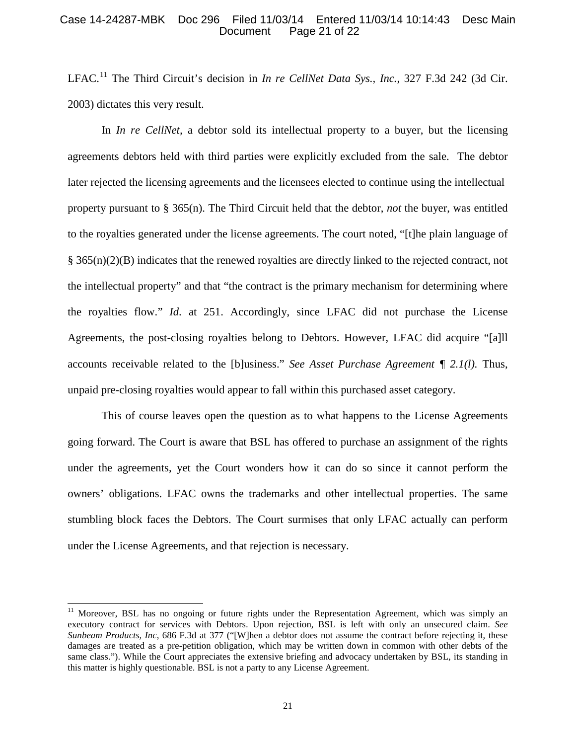LFAC.[11] The Third Circuit's decision in *In re CellNet Data Sys., Inc.*, 327 F.3d 242 (3d Cir. 2003) dictates this very result.

In *In re CellNet*, a debtor sold its intellectual property to a buyer, but the licensing agreements debtors held with third parties were explicitly excluded from the sale. The debtor later rejected the licensing agreements and the licensees elected to continue using the intellectual property pursuant to § 365(n). The Third Circuit held that the debtor, *not* the buyer, was entitled to the royalties generated under the license agreements. The court noted, "[t]he plain language of § 365(n)(2)(B) indicates that the renewed royalties are directly linked to the rejected contract, not the intellectual property" and that "the contract is the primary mechanism for determining where the royalties flow." *Id.* at 251. Accordingly, since LFAC did not purchase the License Agreements, the post-closing royalties belong to Debtors. However, LFAC did acquire "[a]ll accounts receivable related to the [b]usiness." *See Asset Purchase Agreement ¶ 2.1(l).* Thus, unpaid pre-closing royalties would appear to fall within this purchased asset category.

This of course leaves open the question as to what happens to the License Agreements going forward. The Court is aware that BSL has offered to purchase an assignment of the rights under the agreements, yet the Court wonders how it can do so since it cannot perform the owners' obligations. LFAC owns the trademarks and other intellectual properties. The same stumbling block faces the Debtors. The Court surmises that only LFAC actually can perform under the License Agreements, and that rejection is necessary.

---

[11] Moreover, BSL has no ongoing or future rights under the Representation Agreement, which was simply an executory contract for services with Debtors. Upon rejection, BSL is left with only an unsecured claim. *See Sunbeam Products, Inc*, 686 F.3d at 377 ("[W]hen a debtor does not assume the contract before rejecting it, these damages are treated as a pre-petition obligation, which may be written down in common with other debts of the same class."). While the Court appreciates the extensive briefing and advocacy undertaken by BSL, its standing in this matter is highly questionable. BSL is not a party to any License Agreement.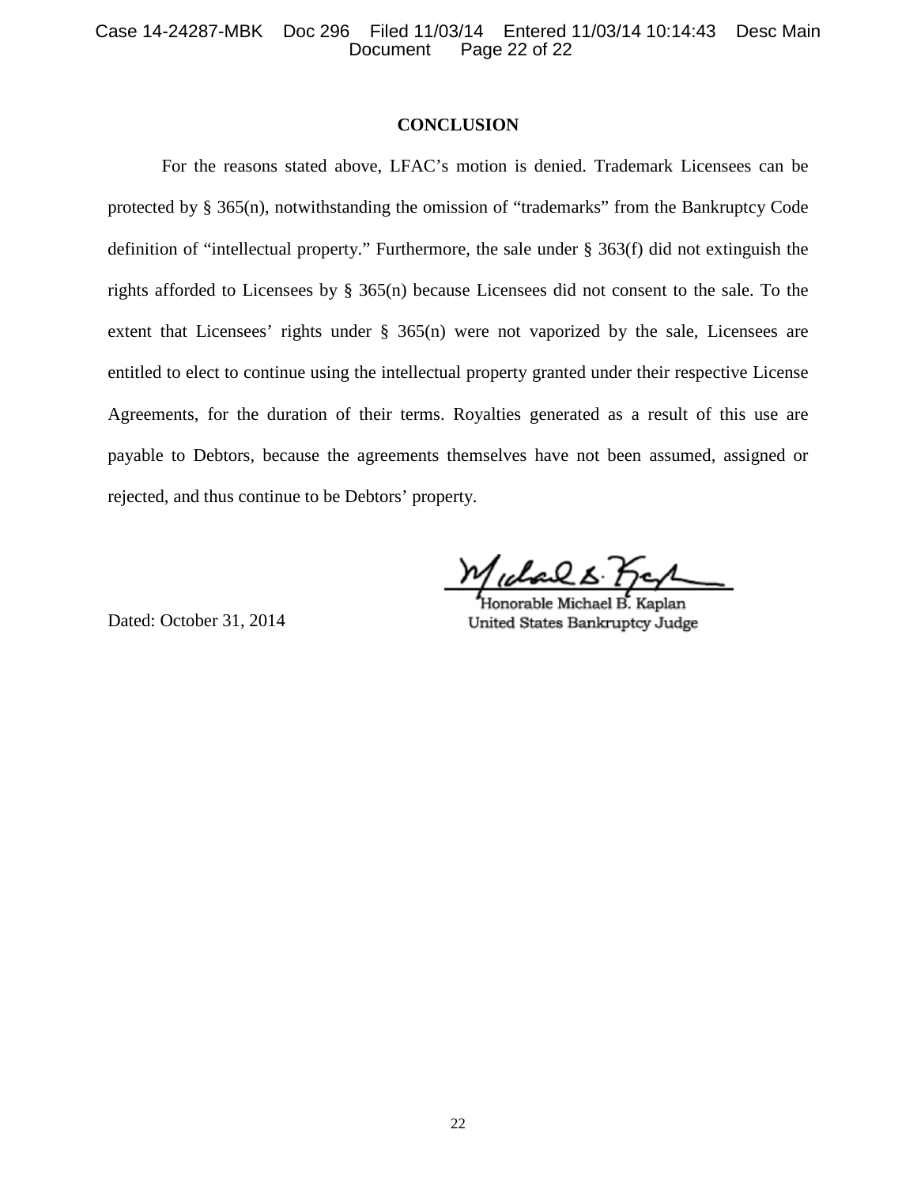**CONCLUSION**

For the reasons stated above, LFAC's motion is denied. Trademark Licensees can be protected by § 365(n), notwithstanding the omission of "trademarks" from the Bankruptcy Code definition of "intellectual property." Furthermore, the sale under § 363(f) did not extinguish the rights afforded to Licensees by § 365(n) because Licensees did not consent to the sale. To the extent that Licensees' rights under § 365(n) were not vaporized by the sale, Licensees are entitled to elect to continue using the intellectual property granted under their respective License Agreements, for the duration of their terms. Royalties generated as a result of this use are payable to Debtors, because the agreements themselves have not been assumed, assigned or rejected, and thus continue to be Debtors' property.

Dated: October 31, 2014

Honorable Michael B. Kaplan
United States Bankruptcy Judge